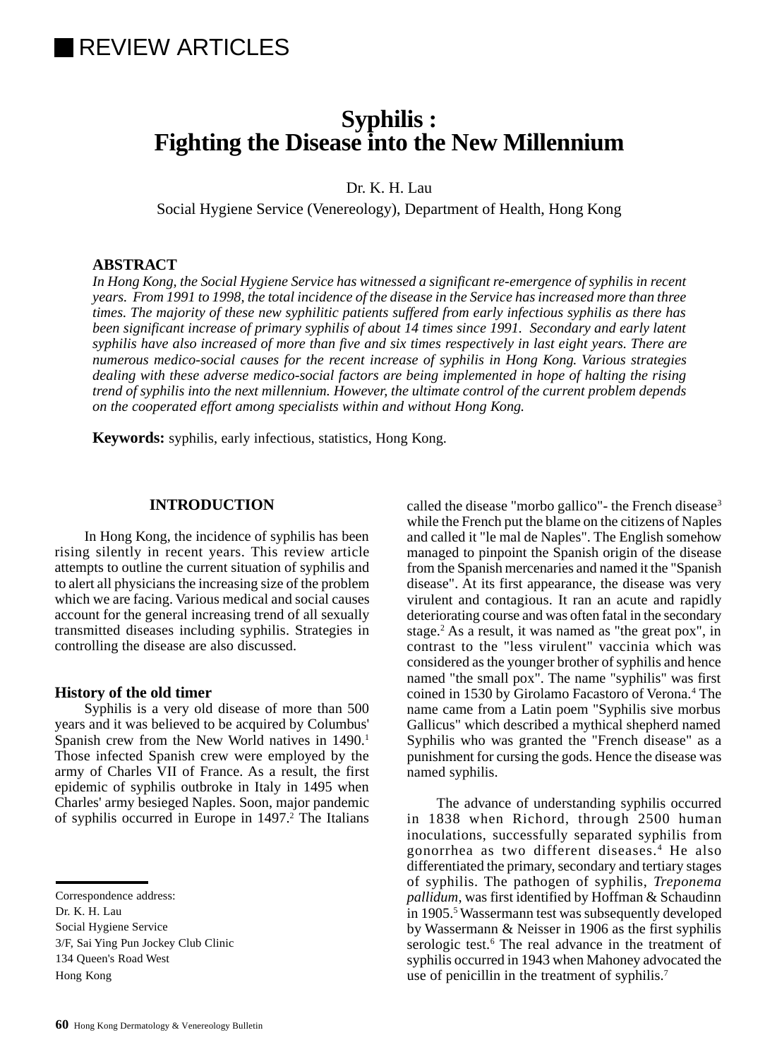# REVIEW ARTICLES

# Syphilis : Fighting the Disease into the New Millennium

Dr. K. H. Lau

Social Hygiene Service (Venereology), Department of Health, Hong Kong

## ABSTRACT

*In Hong Kong, the Social Hygiene Service has witnessed a significant re-emergence of syphilis in recent years. From 1991 to 1998, the total incidence of the disease in the Service has increased more than three times. The majority of these new syphilitic patients suffered from early infectious syphilis as there has been significant increase of primary syphilis of about 14 times since 1991. Secondary and early latent syphilis have also increased of more than five and six times respectively in last eight years. There are numerous medico-social causes for the recent increase of syphilis in Hong Kong. Various strategies dealing with these adverse medico-social factors are being implemented in hope of halting the rising trend of syphilis into the next millennium. However, the ultimate control of the current problem depends on the cooperated effort among specialists within and without Hong Kong.*

**Keywords:** syphilis, early infectious, statistics, Hong Kong.

## INTRODUCTION

In Hong Kong, the incidence of syphilis has been rising silently in recent years. This review article attempts to outline the current situation of syphilis and to alert all physicians the increasing size of the problem which we are facing. Various medical and social causes account for the general increasing trend of all sexually transmitted diseases including syphilis. Strategies in controlling the disease are also discussed.

### History of the old timer

Syphilis is a very old disease of more than 500 years and it was believed to be acquired by Columbus' Spanish crew from the New World natives in 1490.[1] Those infected Spanish crew were employed by the army of Charles VII of France. As a result, the first epidemic of syphilis outbroke in Italy in 1495 when Charles' army besieged Naples. Soon, major pandemic of syphilis occurred in Europe in 1497.[2] The Italians called the disease "morbo gallico"- the French disease[3] while the French put the blame on the citizens of Naples and called it "le mal de Naples". The English somehow managed to pinpoint the Spanish origin of the disease from the Spanish mercenaries and named it the "Spanish disease". At its first appearance, the disease was very virulent and contagious. It ran an acute and rapidly deteriorating course and was often fatal in the secondary stage.[2] As a result, it was named as "the great pox", in contrast to the "less virulent" vaccinia which was considered as the younger brother of syphilis and hence named "the small pox". The name "syphilis" was first coined in 1530 by Girolamo Facastoro of Verona.[4] The name came from a Latin poem "Syphilis sive morbus Gallicus" which described a mythical shepherd named Syphilis who was granted the "French disease" as a punishment for cursing the gods. Hence the disease was named syphilis.

The advance of understanding syphilis occurred in 1838 when Richord, through 2500 human inoculations, successfully separated syphilis from gonorrhea as two different diseases.[4] He also differentiated the primary, secondary and tertiary stages of syphilis. The pathogen of syphilis, *Treponema pallidum*, was first identified by Hoffman & Schaudinn in 1905.[5] Wassermann test was subsequently developed by Wassermann & Neisser in 1906 as the first syphilis serologic test.[6] The real advance in the treatment of syphilis occurred in 1943 when Mahoney advocated the use of penicillin in the treatment of syphilis.[7]

Correspondence address:
Dr. K. H. Lau
Social Hygiene Service
3/F, Sai Ying Pun Jockey Club Clinic
134 Queen's Road West
Hong Kong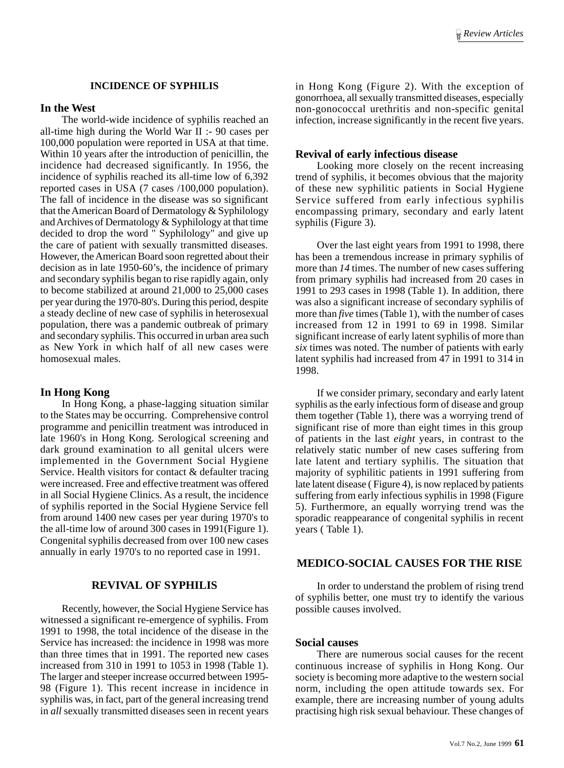## INCIDENCE OF SYPHILIS

### In the West

The world-wide incidence of syphilis reached an all-time high during the World War II :- 90 cases per 100,000 population were reported in USA at that time. Within 10 years after the introduction of penicillin, the incidence had decreased significantly. In 1956, the incidence of syphilis reached its all-time low of 6,392 reported cases in USA (7 cases /100,000 population). The fall of incidence in the disease was so significant that the American Board of Dermatology & Syphilology and Archives of Dermatology & Syphilology at that time decided to drop the word " Syphilology" and give up the care of patient with sexually transmitted diseases. However, the American Board soon regretted about their decision as in late 1950-60's, the incidence of primary and secondary syphilis began to rise rapidly again, only to become stabilized at around 21,000 to 25,000 cases per year during the 1970-80's. During this period, despite a steady decline of new case of syphilis in heterosexual population, there was a pandemic outbreak of primary and secondary syphilis. This occurred in urban area such as New York in which half of all new cases were homosexual males.

### In Hong Kong

In Hong Kong, a phase-lagging situation similar to the States may be occurring. Comprehensive control programme and penicillin treatment was introduced in late 1960's in Hong Kong. Serological screening and dark ground examination to all genital ulcers were implemented in the Government Social Hygiene Service. Health visitors for contact & defaulter tracing were increased. Free and effective treatment was offered in all Social Hygiene Clinics. As a result, the incidence of syphilis reported in the Social Hygiene Service fell from around 1400 new cases per year during 1970's to the all-time low of around 300 cases in 1991(Figure 1). Congenital syphilis decreased from over 100 new cases annually in early 1970's to no reported case in 1991.

## REVIVAL OF SYPHILIS

Recently, however, the Social Hygiene Service has witnessed a significant re-emergence of syphilis. From 1991 to 1998, the total incidence of the disease in the Service has increased: the incidence in 1998 was more than three times that in 1991. The reported new cases increased from 310 in 1991 to 1053 in 1998 (Table 1). The larger and steeper increase occurred between 1995-98 (Figure 1). This recent increase in incidence in syphilis was, in fact, part of the general increasing trend in *all* sexually transmitted diseases seen in recent years in Hong Kong (Figure 2). With the exception of gonorrhoea, all sexually transmitted diseases, especially non-gonococcal urethritis and non-specific genital infection, increase significantly in the recent five years.

### Revival of early infectious disease

Looking more closely on the recent increasing trend of syphilis, it becomes obvious that the majority of these new syphilitic patients in Social Hygiene Service suffered from early infectious syphilis encompassing primary, secondary and early latent syphilis (Figure 3).

Over the last eight years from 1991 to 1998, there has been a tremendous increase in primary syphilis of more than *14* times. The number of new cases suffering from primary syphilis had increased from 20 cases in 1991 to 293 cases in 1998 (Table 1). In addition, there was also a significant increase of secondary syphilis of more than *five* times (Table 1), with the number of cases increased from 12 in 1991 to 69 in 1998. Similar significant increase of early latent syphilis of more than *six* times was noted. The number of patients with early latent syphilis had increased from 47 in 1991 to 314 in 1998.

If we consider primary, secondary and early latent syphilis as the early infectious form of disease and group them together (Table 1), there was a worrying trend of significant rise of more than eight times in this group of patients in the last *eight* years, in contrast to the relatively static number of new cases suffering from late latent and tertiary syphilis. The situation that majority of syphilitic patients in 1991 suffering from late latent disease ( Figure 4), is now replaced by patients suffering from early infectious syphilis in 1998 (Figure 5). Furthermore, an equally worrying trend was the sporadic reappearance of congenital syphilis in recent years ( Table 1).

## MEDICO-SOCIAL CAUSES FOR THE RISE

In order to understand the problem of rising trend of syphilis better, one must try to identify the various possible causes involved.

### Social causes

There are numerous social causes for the recent continuous increase of syphilis in Hong Kong. Our society is becoming more adaptive to the western social norm, including the open attitude towards sex. For example, there are increasing number of young adults practising high risk sexual behaviour. These changes of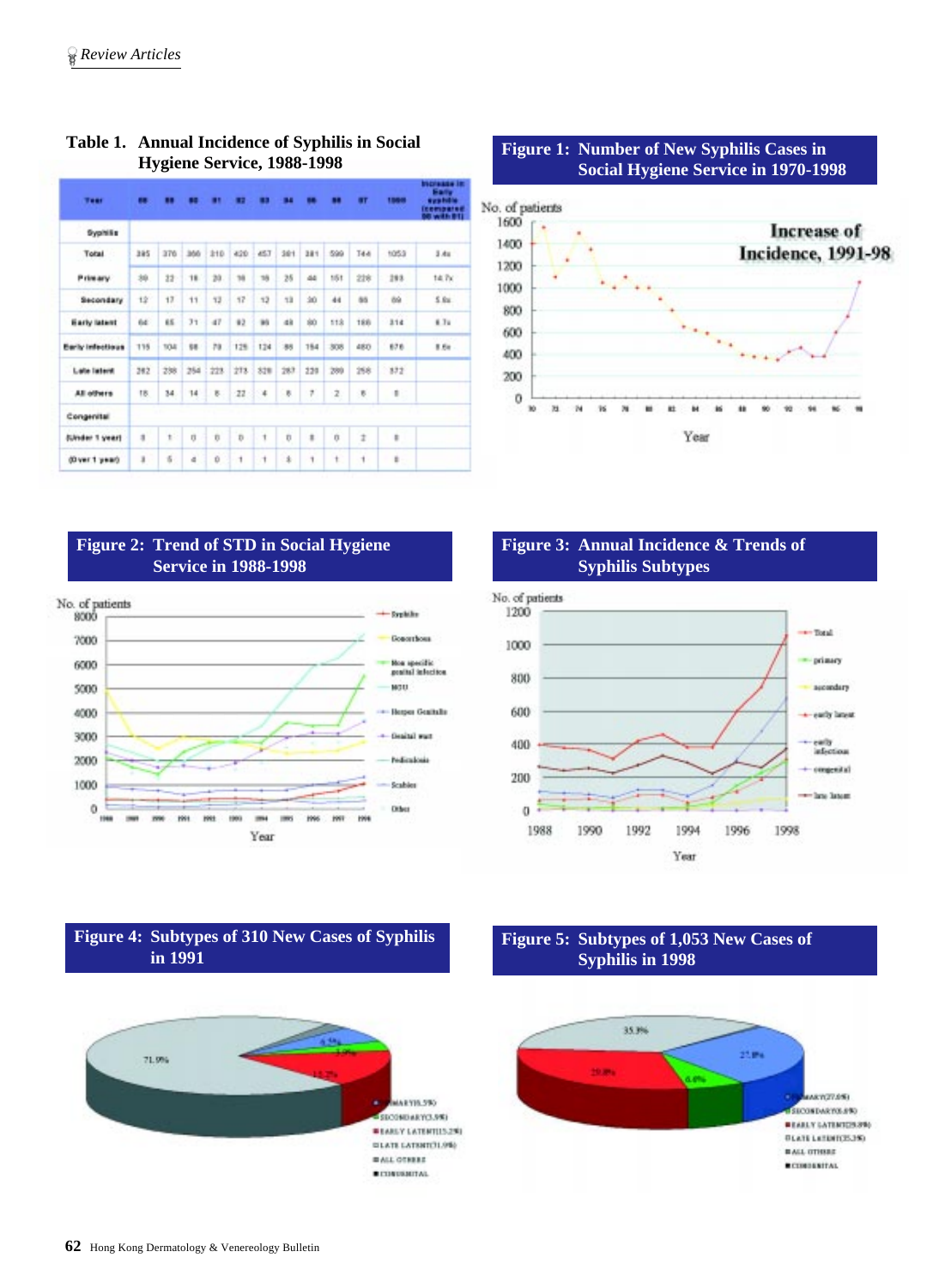**Table 1. Annual Incidence of Syphilis in Social Hygiene Service, 1988-1998**

| Year | 88 | 89 | 90 | 91 | 92 | 93 | 94 | 95 | 96 | 97 | 1998 | Increase in Early syphilis (compared 98 with 91) |
|---|---|---|---|---|---|---|---|---|---|---|---|---|
| Syphilis | | | | | | | | | | | | |
| Total | 395 | 376 | 366 | 310 | 420 | 457 | 381 | 381 | 599 | 744 | 1053 | 3.4x |
| Primary | 39 | 22 | 18 | 20 | 16 | 16 | 25 | 44 | 151 | 220 | 293 | 14.7x |
| Secondary | 12 | 17 | 11 | 12 | 17 | 12 | 13 | 30 | 44 | 86 | 69 | 5.6x |
| Early latent | 64 | 65 | 71 | 47 | 92 | 96 | 48 | 80 | 113 | 166 | 314 | 6.7x |
| Early infectious | 115 | 104 | 98 | 79 | 125 | 124 | 86 | 154 | 308 | 480 | 676 | 8.6x |
| Late latent | 262 | 238 | 254 | 223 | 273 | 328 | 287 | 220 | 289 | 258 | 372 | |
| All others | 18 | 34 | 14 | 8 | 22 | 4 | 8 | 7 | 2 | 6 | 5 | |
| Congenital | | | | | | | | | | | | |
| (Under 1 year) | 3 | 1 | 0 | 0 | 0 | 1 | 0 | 8 | 0 | 2 | 0 | |
| (Over 1 year) | 3 | 5 | 4 | 0 | 1 | 1 | 3 | 1 | 1 | 1 | 0 | |

**Figure 1: Number of New Syphilis Cases in Social Hygiene Service in 1970-1998**

No. of patients
Increase of Incidence, 1991-98
Year

**Figure 2: Trend of STD in Social Hygiene Service in 1988-1998**

No. of patients
Syphilis
Gonorrhoea
Non specific genital infection
NGU
Herpes Genitalis
Genital wart
Pediculosis
Scabies
Other
Year

**Figure 3: Annual Incidence & Trends of Syphilis Subtypes**

No. of patients
Total
primary
secondary
early latent
early infectious
congenital
late latent
Year

**Figure 4: Subtypes of 310 New Cases of Syphilis in 1991**

71.9%
6.5%
3.9%
15.2%
PRIMARY(6.5%)
SECONDARY(3.9%)
EARLY LATENT(15.2%)
LATE LATENT(71.9%)
ALL OTHERS
CONGENITAL

**Figure 5: Subtypes of 1,053 New Cases of Syphilis in 1998**

35.3%
27.8%
29.8%
6.6%
PRIMARY(27.8%)
SECONDARY(6.6%)
EARLY LATENT(29.8%)
LATE LATENT(35.3%)
ALL OTHERS
CONGENITAL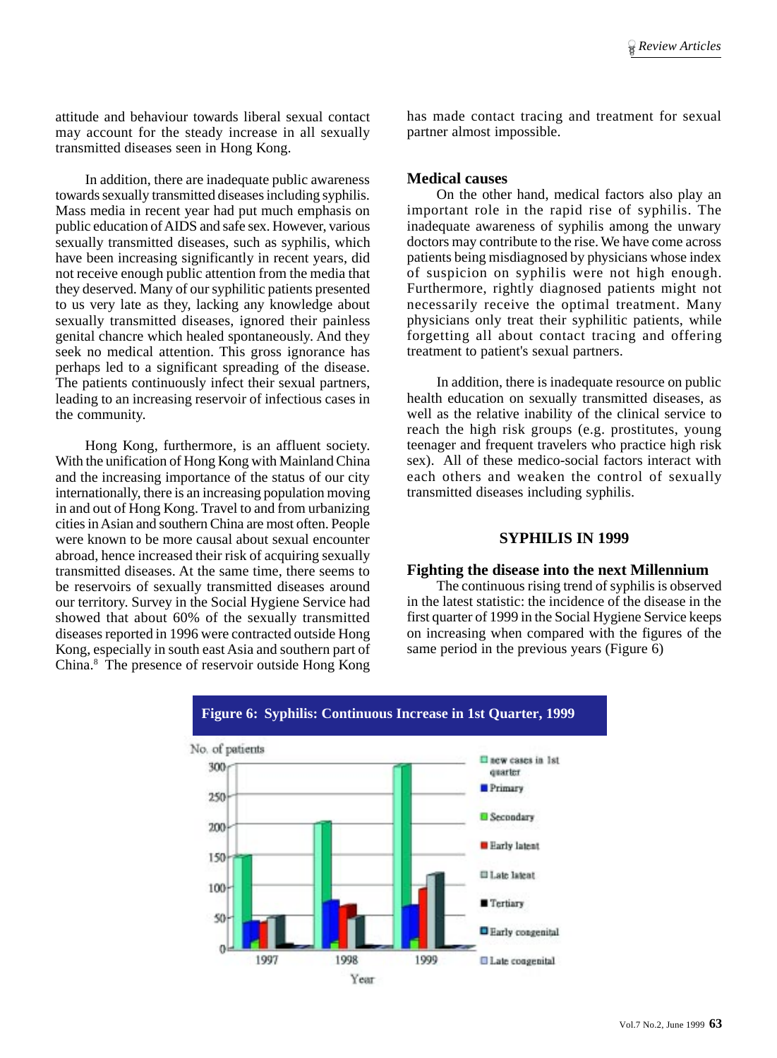attitude and behaviour towards liberal sexual contact may account for the steady increase in all sexually transmitted diseases seen in Hong Kong.

In addition, there are inadequate public awareness towards sexually transmitted diseases including syphilis. Mass media in recent year had put much emphasis on public education of AIDS and safe sex. However, various sexually transmitted diseases, such as syphilis, which have been increasing significantly in recent years, did not receive enough public attention from the media that they deserved. Many of our syphilitic patients presented to us very late as they, lacking any knowledge about sexually transmitted diseases, ignored their painless genital chancre which healed spontaneously. And they seek no medical attention. This gross ignorance has perhaps led to a significant spreading of the disease. The patients continuously infect their sexual partners, leading to an increasing reservoir of infectious cases in the community.

Hong Kong, furthermore, is an affluent society. With the unification of Hong Kong with Mainland China and the increasing importance of the status of our city internationally, there is an increasing population moving in and out of Hong Kong. Travel to and from urbanizing cities in Asian and southern China are most often. People were known to be more causal about sexual encounter abroad, hence increased their risk of acquiring sexually transmitted diseases. At the same time, there seems to be reservoirs of sexually transmitted diseases around our territory. Survey in the Social Hygiene Service had showed that about 60% of the sexually transmitted diseases reported in 1996 were contracted outside Hong Kong, especially in south east Asia and southern part of China.[8] The presence of reservoir outside Hong Kong has made contact tracing and treatment for sexual partner almost impossible.

### Medical causes

On the other hand, medical factors also play an important role in the rapid rise of syphilis. The inadequate awareness of syphilis among the unwary doctors may contribute to the rise. We have come across patients being misdiagnosed by physicians whose index of suspicion on syphilis were not high enough. Furthermore, rightly diagnosed patients might not necessarily receive the optimal treatment. Many physicians only treat their syphilitic patients, while forgetting all about contact tracing and offering treatment to patient's sexual partners.

In addition, there is inadequate resource on public health education on sexually transmitted diseases, as well as the relative inability of the clinical service to reach the high risk groups (e.g. prostitutes, young teenager and frequent travelers who practice high risk sex). All of these medico-social factors interact with each others and weaken the control of sexually transmitted diseases including syphilis.

## SYPHILIS IN 1999

### Fighting the disease into the next Millennium

The continuous rising trend of syphilis is observed in the latest statistic: the incidence of the disease in the first quarter of 1999 in the Social Hygiene Service keeps on increasing when compared with the figures of the same period in the previous years (Figure 6)

**Figure 6: Syphilis: Continuous Increase in 1st Quarter, 1999**

No. of patients

300
250
200
150
100
50
0

1997
1998
1999

Year

new cases in 1st quarter
Primary
Secondary
Early latent
Late latent
Tertiary
Early congenital
Late congenital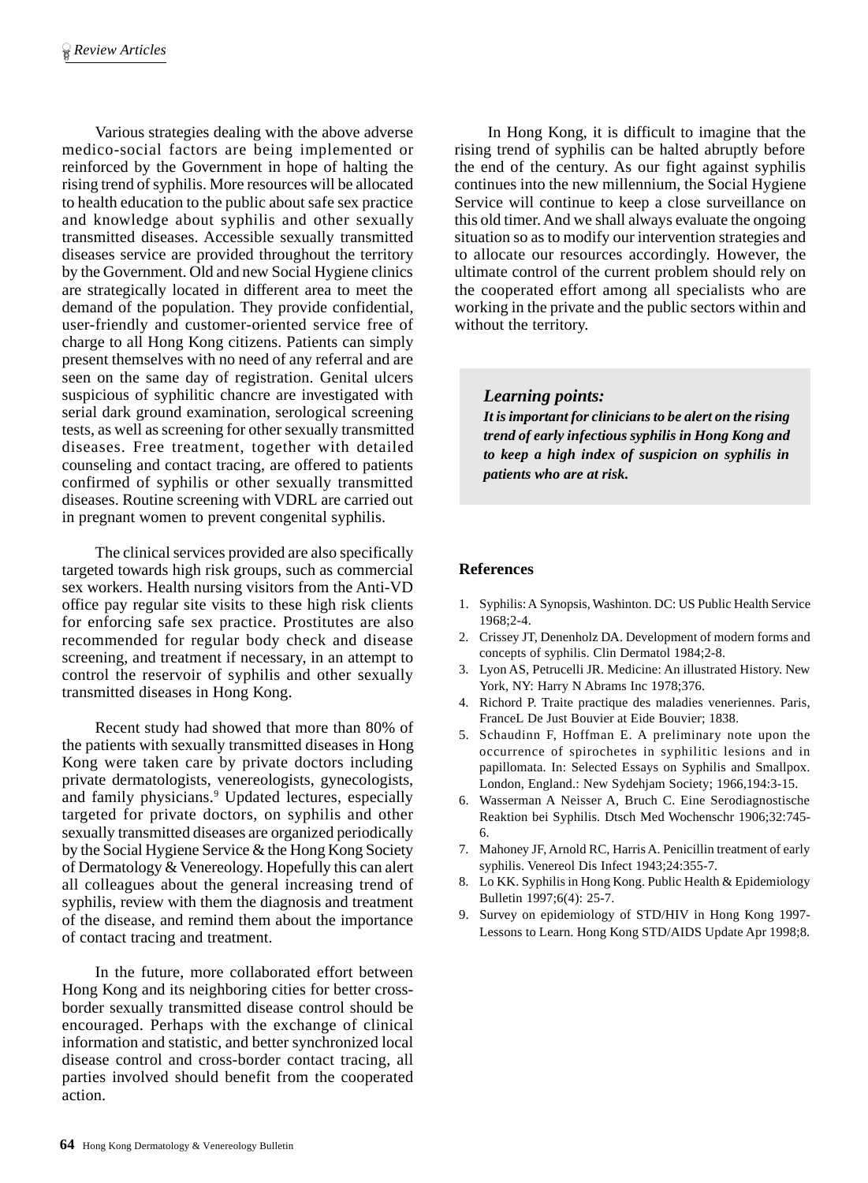Various strategies dealing with the above adverse medico-social factors are being implemented or reinforced by the Government in hope of halting the rising trend of syphilis. More resources will be allocated to health education to the public about safe sex practice and knowledge about syphilis and other sexually transmitted diseases. Accessible sexually transmitted diseases service are provided throughout the territory by the Government. Old and new Social Hygiene clinics are strategically located in different area to meet the demand of the population. They provide confidential, user-friendly and customer-oriented service free of charge to all Hong Kong citizens. Patients can simply present themselves with no need of any referral and are seen on the same day of registration. Genital ulcers suspicious of syphilitic chancre are investigated with serial dark ground examination, serological screening tests, as well as screening for other sexually transmitted diseases. Free treatment, together with detailed counseling and contact tracing, are offered to patients confirmed of syphilis or other sexually transmitted diseases. Routine screening with VDRL are carried out in pregnant women to prevent congenital syphilis.

The clinical services provided are also specifically targeted towards high risk groups, such as commercial sex workers. Health nursing visitors from the Anti-VD office pay regular site visits to these high risk clients for enforcing safe sex practice. Prostitutes are also recommended for regular body check and disease screening, and treatment if necessary, in an attempt to control the reservoir of syphilis and other sexually transmitted diseases in Hong Kong.

Recent study had showed that more than 80% of the patients with sexually transmitted diseases in Hong Kong were taken care by private doctors including private dermatologists, venereologists, gynecologists, and family physicians.[9] Updated lectures, especially targeted for private doctors, on syphilis and other sexually transmitted diseases are organized periodically by the Social Hygiene Service & the Hong Kong Society of Dermatology & Venereology. Hopefully this can alert all colleagues about the general increasing trend of syphilis, review with them the diagnosis and treatment of the disease, and remind them about the importance of contact tracing and treatment.

In the future, more collaborated effort between Hong Kong and its neighboring cities for better cross-border sexually transmitted disease control should be encouraged. Perhaps with the exchange of clinical information and statistic, and better synchronized local disease control and cross-border contact tracing, all parties involved should benefit from the cooperated action.

In Hong Kong, it is difficult to imagine that the rising trend of syphilis can be halted abruptly before the end of the century. As our fight against syphilis continues into the new millennium, the Social Hygiene Service will continue to keep a close surveillance on this old timer. And we shall always evaluate the ongoing situation so as to modify our intervention strategies and to allocate our resources accordingly. However, the ultimate control of the current problem should rely on the cooperated effort among all specialists who are working in the private and the public sectors within and without the territory.

> ***Learning points:***
>
> ***It is important for clinicians to be alert on the rising trend of early infectious syphilis in Hong Kong and to keep a high index of suspicion on syphilis in patients who are at risk.***

## References

1. Syphilis: A Synopsis, Washinton. DC: US Public Health Service 1968;2-4.
2. Crissey JT, Denenholz DA. Development of modern forms and concepts of syphilis. Clin Dermatol 1984;2-8.
3. Lyon AS, Petrucelli JR. Medicine: An illustrated History. New York, NY: Harry N Abrams Inc 1978;376.
4. Richord P. Traite practique des maladies veneriennes. Paris, FranceL De Just Bouvier at Eide Bouvier; 1838.
5. Schaudinn F, Hoffman E. A preliminary note upon the occurrence of spirochetes in syphilitic lesions and in papillomata. In: Selected Essays on Syphilis and Smallpox. London, England.: New Sydehjam Society; 1966,194:3-15.
6. Wasserman A Neisser A, Bruch C. Eine Serodiagnostische Reaktion bei Syphilis. Dtsch Med Wochenschr 1906;32:745-6.
7. Mahoney JF, Arnold RC, Harris A. Penicillin treatment of early syphilis. Venereol Dis Infect 1943;24:355-7.
8. Lo KK. Syphilis in Hong Kong. Public Health & Epidemiology Bulletin 1997;6(4): 25-7.
9. Survey on epidemiology of STD/HIV in Hong Kong 1997-Lessons to Learn. Hong Kong STD/AIDS Update Apr 1998;8.